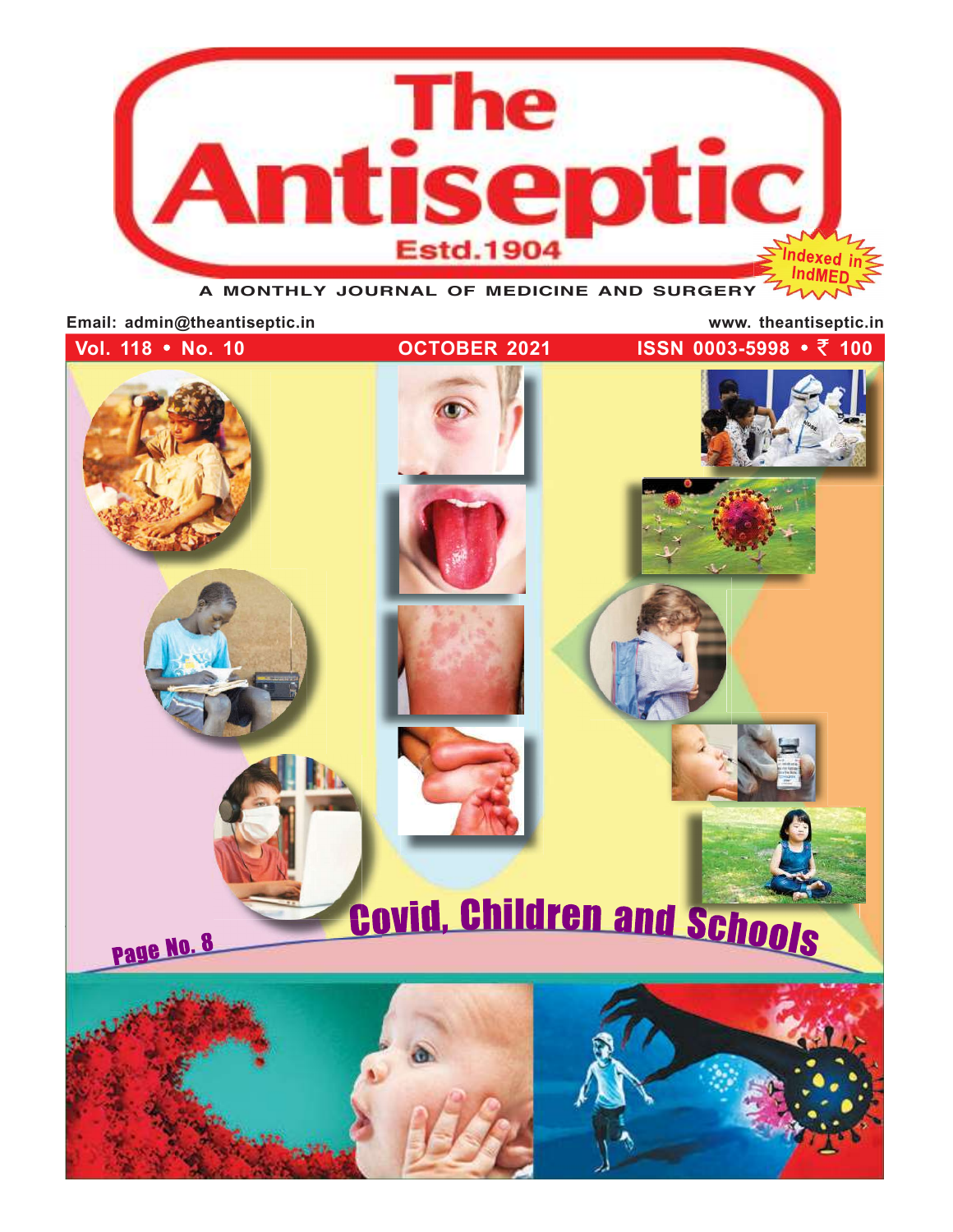# The Antiseptic

Estd.1904

Indexed in IndMED

A MONTHLY JOURNAL OF MEDICINE AND SURGERY

Email: admin@theantiseptic.in

www. theantiseptic.in

Vol. 118 • No. 10 | OCTOBER 2021 | ISSN 0003-5998 • ₹ 100

## Covid, Children and Schools

Page No. 8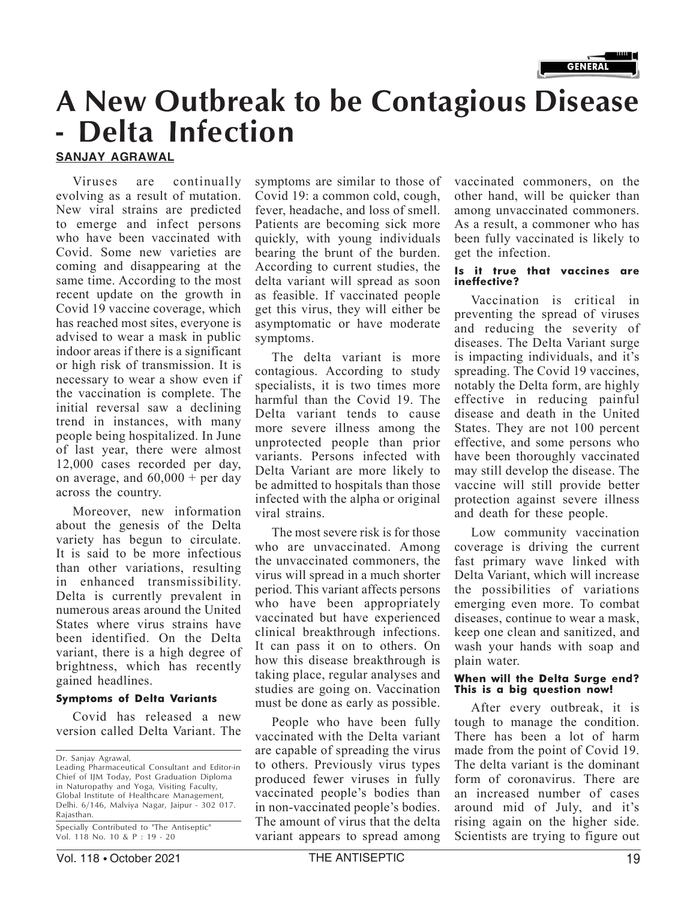# A New Outbreak to be Contagious Disease - Delta Infection

**SANJAY AGRAWAL**

Viruses are continually evolving as a result of mutation. New viral strains are predicted to emerge and infect persons who have been vaccinated with Covid. Some new varieties are coming and disappearing at the same time. According to the most recent update on the growth in Covid 19 vaccine coverage, which has reached most sites, everyone is advised to wear a mask in public indoor areas if there is a significant or high risk of transmission. It is necessary to wear a show even if the vaccination is complete. The initial reversal saw a declining trend in instances, with many people being hospitalized. In June of last year, there were almost 12,000 cases recorded per day, on average, and 60,000 + per day across the country.

Moreover, new information about the genesis of the Delta variety has begun to circulate. It is said to be more infectious than other variations, resulting in enhanced transmissibility. Delta is currently prevalent in numerous areas around the United States where virus strains have been identified. On the Delta variant, there is a high degree of brightness, which has recently gained headlines.

### Symptoms of Delta Variants

Covid has released a new version called Delta Variant. The symptoms are similar to those of Covid 19: a common cold, cough, fever, headache, and loss of smell. Patients are becoming sick more quickly, with young individuals bearing the brunt of the burden. According to current studies, the delta variant will spread as soon as feasible. If vaccinated people get this virus, they will either be asymptomatic or have moderate symptoms.

The delta variant is more contagious. According to study specialists, it is two times more harmful than the Covid 19. The Delta variant tends to cause more severe illness among the unprotected people than prior variants. Persons infected with Delta Variant are more likely to be admitted to hospitals than those infected with the alpha or original viral strains.

The most severe risk is for those who are unvaccinated. Among the unvaccinated commoners, the virus will spread in a much shorter period. This variant affects persons who have been appropriately vaccinated but have experienced clinical breakthrough infections. It can pass it on to others. On how this disease breakthrough is taking place, regular analyses and studies are going on. Vaccination must be done as early as possible.

People who have been fully vaccinated with the Delta variant are capable of spreading the virus to others. Previously virus types produced fewer viruses in fully vaccinated people's bodies than in non-vaccinated people's bodies. The amount of virus that the delta variant appears to spread among vaccinated commoners, on the other hand, will be quicker than among unvaccinated commoners. As a result, a commoner who has been fully vaccinated is likely to get the infection.

### Is it true that vaccines are ineffective?

Vaccination is critical in preventing the spread of viruses and reducing the severity of diseases. The Delta Variant surge is impacting individuals, and it's spreading. The Covid 19 vaccines, notably the Delta form, are highly effective in reducing painful disease and death in the United States. They are not 100 percent effective, and some persons who have been thoroughly vaccinated may still develop the disease. The vaccine will still provide better protection against severe illness and death for these people.

Low community vaccination coverage is driving the current fast primary wave linked with Delta Variant, which will increase the possibilities of variations emerging even more. To combat diseases, continue to wear a mask, keep one clean and sanitized, and wash your hands with soap and plain water.

### When will the Delta Surge end? This is a big question now!

After every outbreak, it is tough to manage the condition. There has been a lot of harm made from the point of Covid 19. The delta variant is the dominant form of coronavirus. There are an increased number of cases around mid of July, and it's rising again on the higher side. Scientists are trying to figure out

---

Dr. Sanjay Agrawal,
Leading Pharmaceutical Consultant and Editor-in Chief of IJM Today, Post Graduation Diploma in Naturopathy and Yoga, Visiting Faculty, Global Institute of Healthcare Management, Delhi. 6/146, Malviya Nagar, Jaipur - 302 017. Rajasthan.

Specially Contributed to "The Antiseptic"
Vol. 118 No. 10 & P : 19 - 20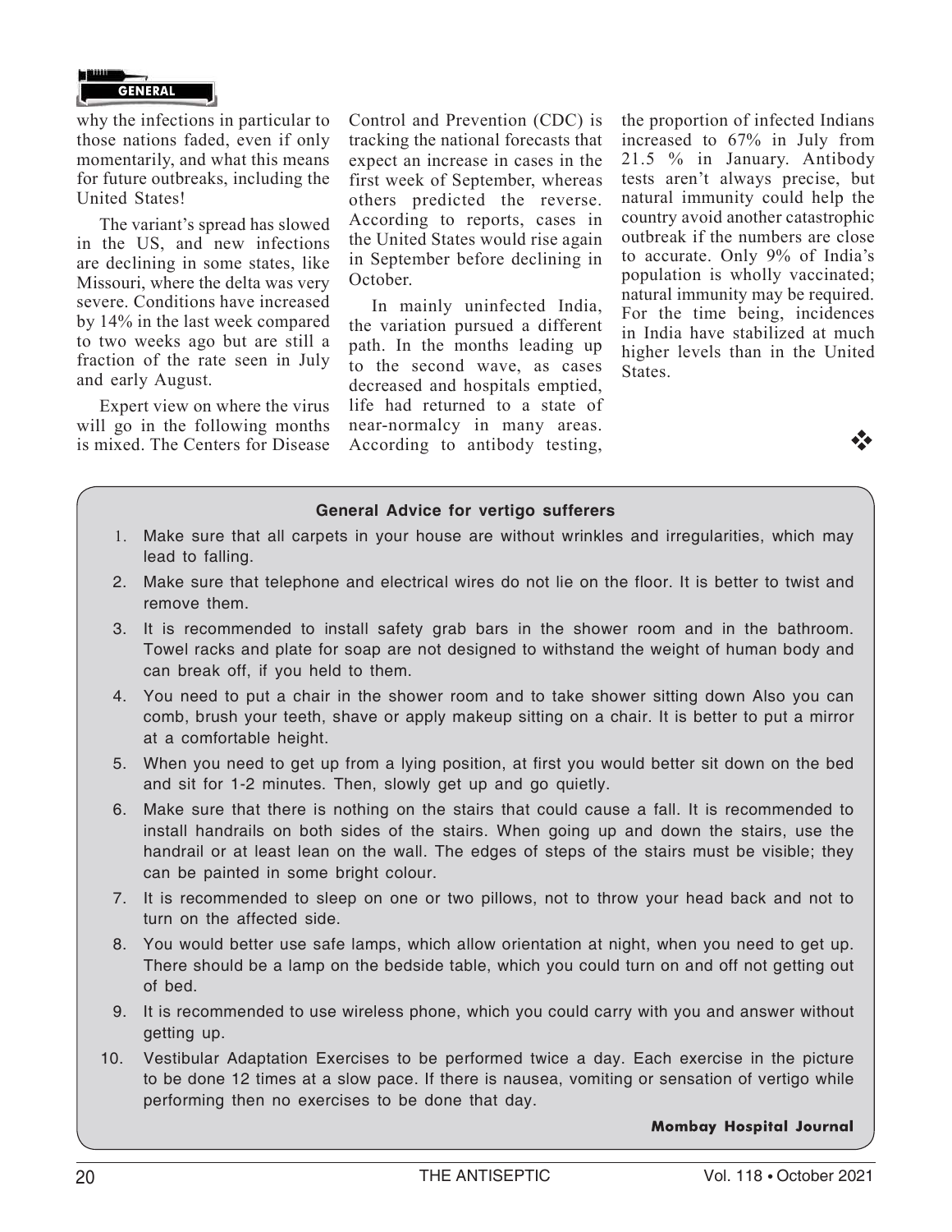why the infections in particular to those nations faded, even if only momentarily, and what this means for future outbreaks, including the United States!

The variant's spread has slowed in the US, and new infections are declining in some states, like Missouri, where the delta was very severe. Conditions have increased by 14% in the last week compared to two weeks ago but are still a fraction of the rate seen in July and early August.

Expert view on where the virus will go in the following months is mixed. The Centers for Disease Control and Prevention (CDC) is tracking the national forecasts that expect an increase in cases in the first week of September, whereas others predicted the reverse. According to reports, cases in the United States would rise again in September before declining in October.

In mainly uninfected India, the variation pursued a different path. In the months leading up to the second wave, as cases decreased and hospitals emptied, life had returned to a state of near-normalcy in many areas. According to antibody testing, the proportion of infected Indians increased to 67% in July from 21.5 % in January. Antibody tests aren't always precise, but natural immunity could help the country avoid another catastrophic outbreak if the numbers are close to accurate. Only 9% of India's population is wholly vaccinated; natural immunity may be required. For the time being, incidences in India have stabilized at much higher levels than in the United States.

❖

**General Advice for vertigo sufferers**

1. Make sure that all carpets in your house are without wrinkles and irregularities, which may lead to falling.
2. Make sure that telephone and electrical wires do not lie on the floor. It is better to twist and remove them.
3. It is recommended to install safety grab bars in the shower room and in the bathroom. Towel racks and plate for soap are not designed to withstand the weight of human body and can break off, if you held to them.
4. You need to put a chair in the shower room and to take shower sitting down Also you can comb, brush your teeth, shave or apply makeup sitting on a chair. It is better to put a mirror at a comfortable height.
5. When you need to get up from a lying position, at first you would better sit down on the bed and sit for 1-2 minutes. Then, slowly get up and go quietly.
6. Make sure that there is nothing on the stairs that could cause a fall. It is recommended to install handrails on both sides of the stairs. When going up and down the stairs, use the handrail or at least lean on the wall. The edges of steps of the stairs must be visible; they can be painted in some bright colour.
7. It is recommended to sleep on one or two pillows, not to throw your head back and not to turn on the affected side.
8. You would better use safe lamps, which allow orientation at night, when you need to get up. There should be a lamp on the bedside table, which you could turn on and off not getting out of bed.
9. It is recommended to use wireless phone, which you could carry with you and answer without getting up.
10. Vestibular Adaptation Exercises to be performed twice a day. Each exercise in the picture to be done 12 times at a slow pace. If there is nausea, vomiting or sensation of vertigo while performing then no exercises to be done that day.

**Mombay Hospital Journal**